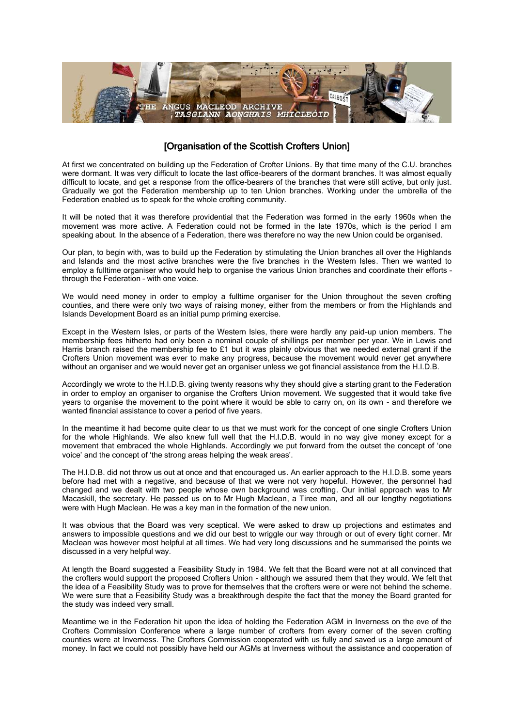# [Organisation of the Scottish Crofters Union]

At first we concentrated on building up the Federation of Crofter Unions. By that time many of the C.U. branches were dormant. It was very difficult to locate the last office-bearers of the dormant branches. It was almost equally difficult to locate, and get a response from the office-bearers of the branches that were still active, but only just. Gradually we got the Federation membership up to ten Union branches. Working under the umbrella of the Federation enabled us to speak for the whole crofting community.

It will be noted that it was therefore providential that the Federation was formed in the early 1960s when the movement was more active. A Federation could not be formed in the late 1970s, which is the period I am speaking about. In the absence of a Federation, there was therefore no way the new Union could be organised.

Our plan, to begin with, was to build up the Federation by stimulating the Union branches all over the Highlands and Islands and the most active branches were the five branches in the Western Isles. Then we wanted to employ a fulltime organiser who would help to organise the various Union branches and coordinate their efforts – through the Federation – with one voice.

We would need money in order to employ a fulltime organiser for the Union throughout the seven crofting counties, and there were only two ways of raising money, either from the members or from the Highlands and Islands Development Board as an initial pump priming exercise.

Except in the Western Isles, or parts of the Western Isles, there were hardly any paid-up union members. The membership fees hitherto had only been a nominal couple of shillings per member per year. We in Lewis and Harris branch raised the membership fee to £1 but it was plainly obvious that we needed external grant if the Crofters Union movement was ever to make any progress, because the movement would never get anywhere without an organiser and we would never get an organiser unless we got financial assistance from the H.I.D.B.

Accordingly we wrote to the H.I.D.B. giving twenty reasons why they should give a starting grant to the Federation in order to employ an organiser to organise the Crofters Union movement. We suggested that it would take five years to organise the movement to the point where it would be able to carry on, on its own - and therefore we wanted financial assistance to cover a period of five years.

In the meantime it had become quite clear to us that we must work for the concept of one single Crofters Union for the whole Highlands. We also knew full well that the H.I.D.B. would in no way give money except for a movement that embraced the whole Highlands. Accordingly we put forward from the outset the concept of 'one voice' and the concept of 'the strong areas helping the weak areas'.

The H.I.D.B. did not throw us out at once and that encouraged us. An earlier approach to the H.I.D.B. some years before had met with a negative, and because of that we were not very hopeful. However, the personnel had changed and we dealt with two people whose own background was crofting. Our initial approach was to Mr Macaskill, the secretary. He passed us on to Mr Hugh Maclean, a Tiree man, and all our lengthy negotiations were with Hugh Maclean. He was a key man in the formation of the new union.

It was obvious that the Board was very sceptical. We were asked to draw up projections and estimates and answers to impossible questions and we did our best to wriggle our way through or out of every tight corner. Mr Maclean was however most helpful at all times. We had very long discussions and he summarised the points we discussed in a very helpful way.

At length the Board suggested a Feasibility Study in 1984. We felt that the Board were not at all convinced that the crofters would support the proposed Crofters Union - although we assured them that they would. We felt that the idea of a Feasibility Study was to prove for themselves that the crofters were or were not behind the scheme. We were sure that a Feasibility Study was a breakthrough despite the fact that the money the Board granted for the study was indeed very small.

Meantime we in the Federation hit upon the idea of holding the Federation AGM in Inverness on the eve of the Crofters Commission Conference where a large number of crofters from every corner of the seven crofting counties were at Inverness. The Crofters Commission cooperated with us fully and saved us a large amount of money. In fact we could not possibly have held our AGMs at Inverness without the assistance and cooperation of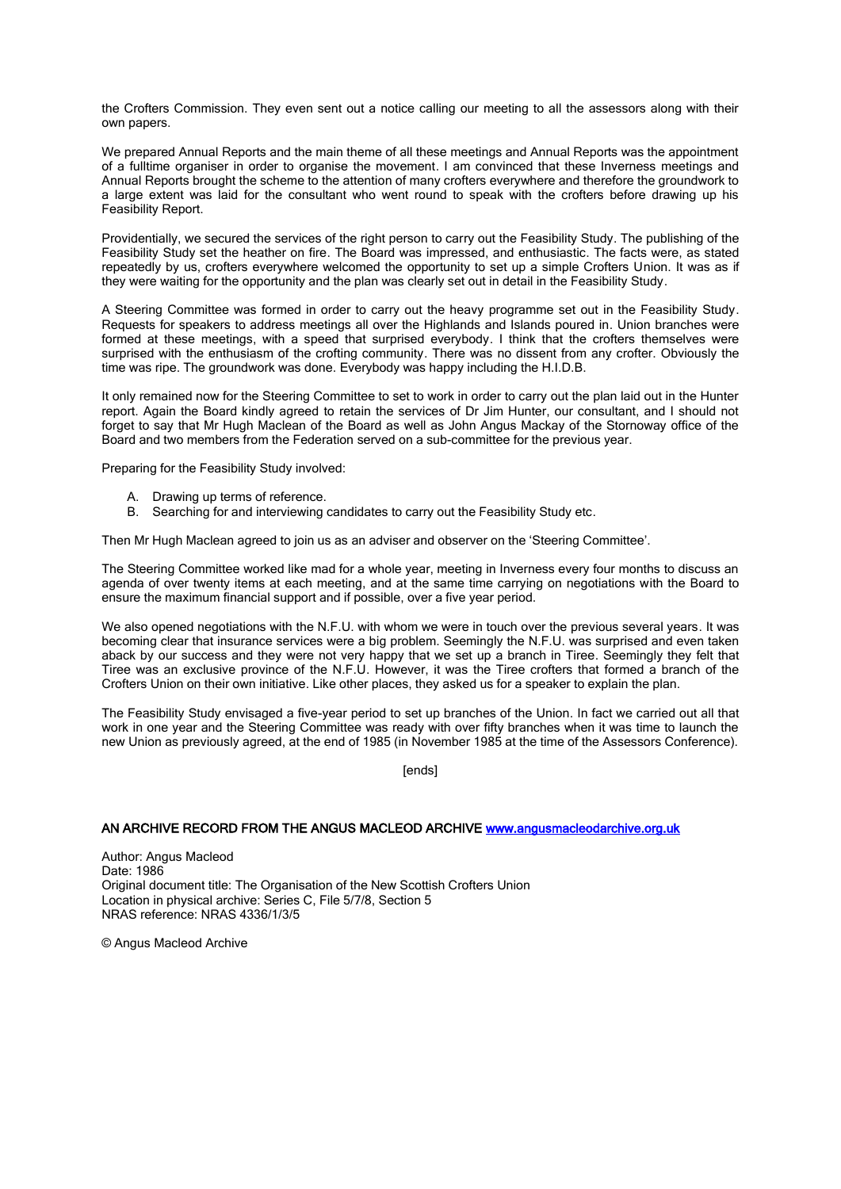the Crofters Commission. They even sent out a notice calling our meeting to all the assessors along with their own papers.

We prepared Annual Reports and the main theme of all these meetings and Annual Reports was the appointment of a fulltime organiser in order to organise the movement. I am convinced that these Inverness meetings and Annual Reports brought the scheme to the attention of many crofters everywhere and therefore the groundwork to a large extent was laid for the consultant who went round to speak with the crofters before drawing up his Feasibility Report.

Providentially, we secured the services of the right person to carry out the Feasibility Study. The publishing of the Feasibility Study set the heather on fire. The Board was impressed, and enthusiastic. The facts were, as stated repeatedly by us, crofters everywhere welcomed the opportunity to set up a simple Crofters Union. It was as if they were waiting for the opportunity and the plan was clearly set out in detail in the Feasibility Study.

A Steering Committee was formed in order to carry out the heavy programme set out in the Feasibility Study. Requests for speakers to address meetings all over the Highlands and Islands poured in. Union branches were formed at these meetings, with a speed that surprised everybody. I think that the crofters themselves were surprised with the enthusiasm of the crofting community. There was no dissent from any crofter. Obviously the time was ripe. The groundwork was done. Everybody was happy including the H.I.D.B.

It only remained now for the Steering Committee to set to work in order to carry out the plan laid out in the Hunter report. Again the Board kindly agreed to retain the services of Dr Jim Hunter, our consultant, and I should not forget to say that Mr Hugh Maclean of the Board as well as John Angus Mackay of the Stornoway office of the Board and two members from the Federation served on a sub-committee for the previous year.

Preparing for the Feasibility Study involved:

A. Drawing up terms of reference.
B. Searching for and interviewing candidates to carry out the Feasibility Study etc.

Then Mr Hugh Maclean agreed to join us as an adviser and observer on the 'Steering Committee'.

The Steering Committee worked like mad for a whole year, meeting in Inverness every four months to discuss an agenda of over twenty items at each meeting, and at the same time carrying on negotiations with the Board to ensure the maximum financial support and if possible, over a five year period.

We also opened negotiations with the N.F.U. with whom we were in touch over the previous several years. It was becoming clear that insurance services were a big problem. Seemingly the N.F.U. was surprised and even taken aback by our success and they were not very happy that we set up a branch in Tiree. Seemingly they felt that Tiree was an exclusive province of the N.F.U. However, it was the Tiree crofters that formed a branch of the Crofters Union on their own initiative. Like other places, they asked us for a speaker to explain the plan.

The Feasibility Study envisaged a five-year period to set up branches of the Union. In fact we carried out all that work in one year and the Steering Committee was ready with over fifty branches when it was time to launch the new Union as previously agreed, at the end of 1985 (in November 1985 at the time of the Assessors Conference).

[ends]

**AN ARCHIVE RECORD FROM THE ANGUS MACLEOD ARCHIVE www.angusmacleodarchive.org.uk**

Author: Angus Macleod
Date: 1986
Original document title: The Organisation of the New Scottish Crofters Union
Location in physical archive: Series C, File 5/7/8, Section 5
NRAS reference: NRAS 4336/1/3/5

© Angus Macleod Archive